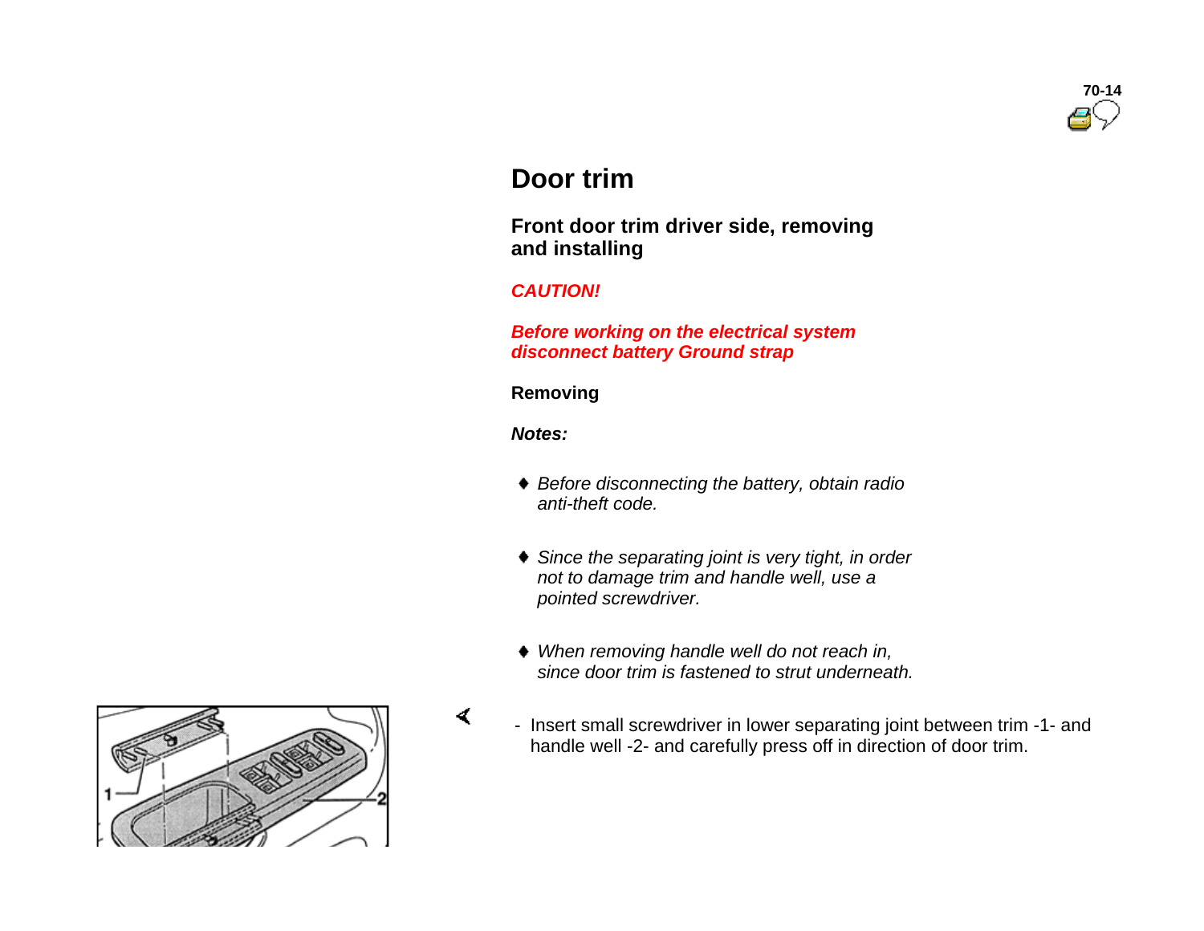# Door trim

## Front door trim driver side, removing and installing

***CAUTION!***

***Before working on the electrical system disconnect battery Ground strap***

**Removing**

***Notes:***

- *Before disconnecting the battery, obtain radio anti-theft code.*
- *Since the separating joint is very tight, in order not to damage trim and handle well, use a pointed screwdriver.*
- *When removing handle well do not reach in, since door trim is fastened to strut underneath.*

- Insert small screwdriver in lower separating joint between trim -1- and handle well -2- and carefully press off in direction of door trim.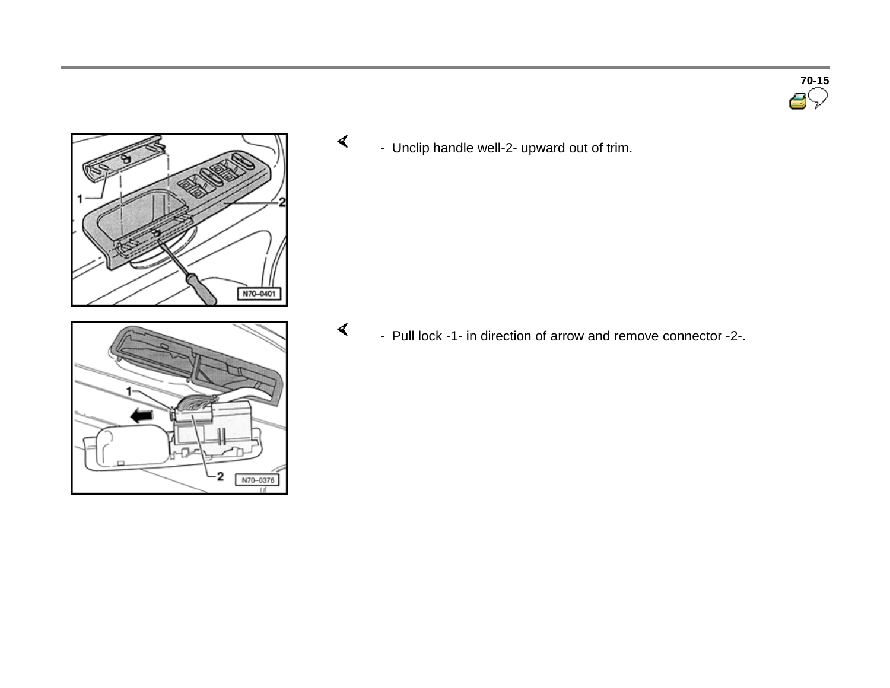- Unclip handle well-2- upward out of trim.

- Pull lock -1- in direction of arrow and remove connector -2-.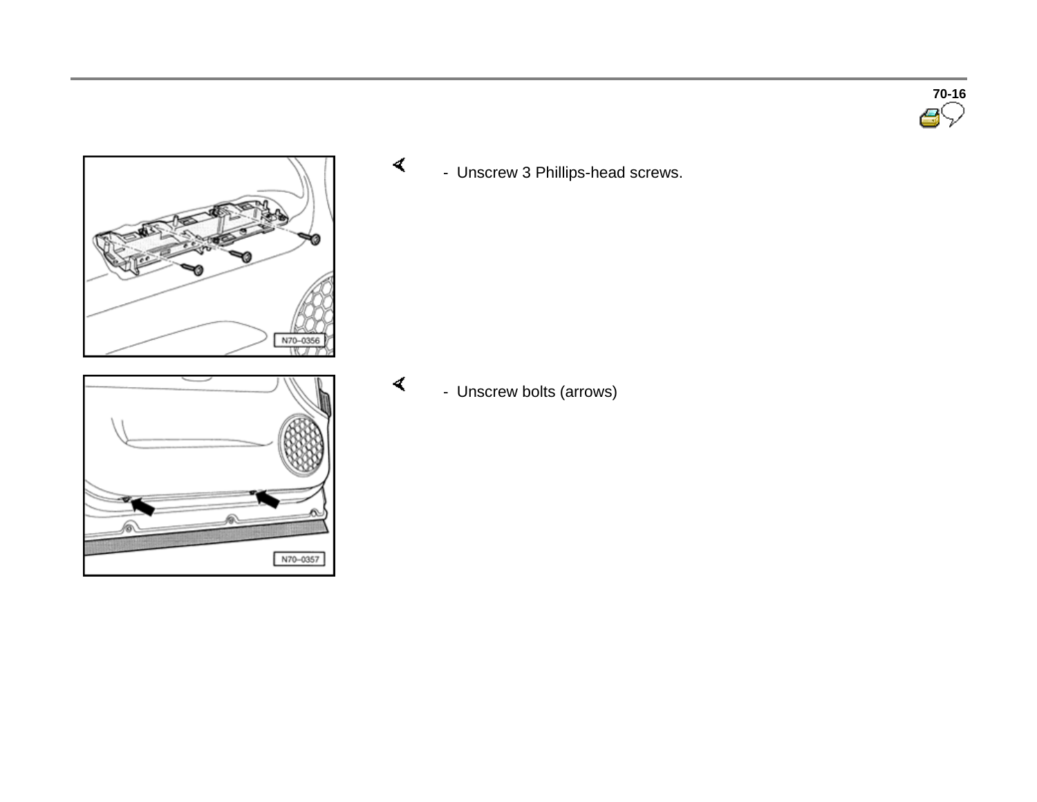- Unscrew 3 Phillips-head screws.

- Unscrew bolts (arrows)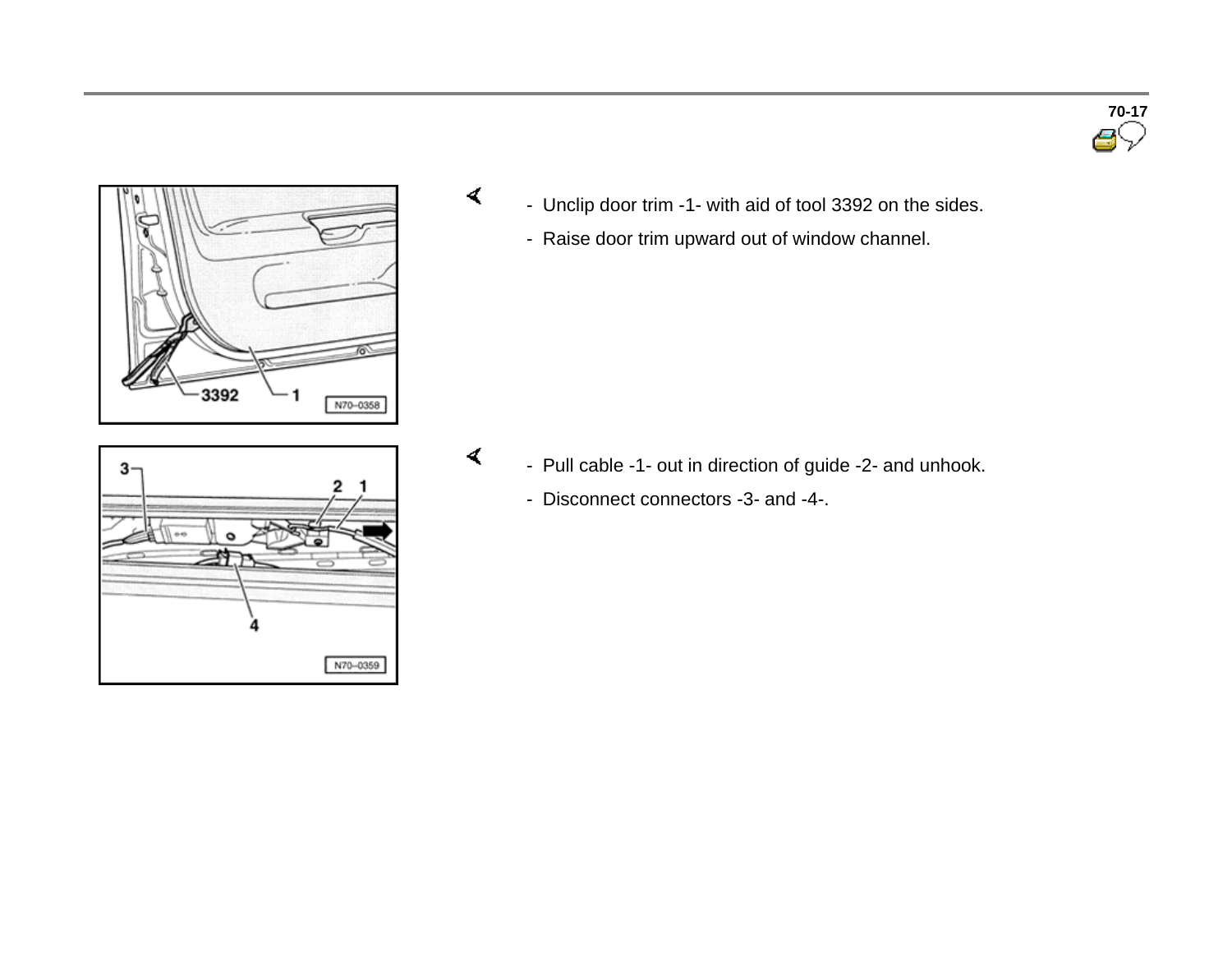- Unclip door trim -1- with aid of tool 3392 on the sides.
- Raise door trim upward out of window channel.

- Pull cable -1- out in direction of guide -2- and unhook.
- Disconnect connectors -3- and -4-.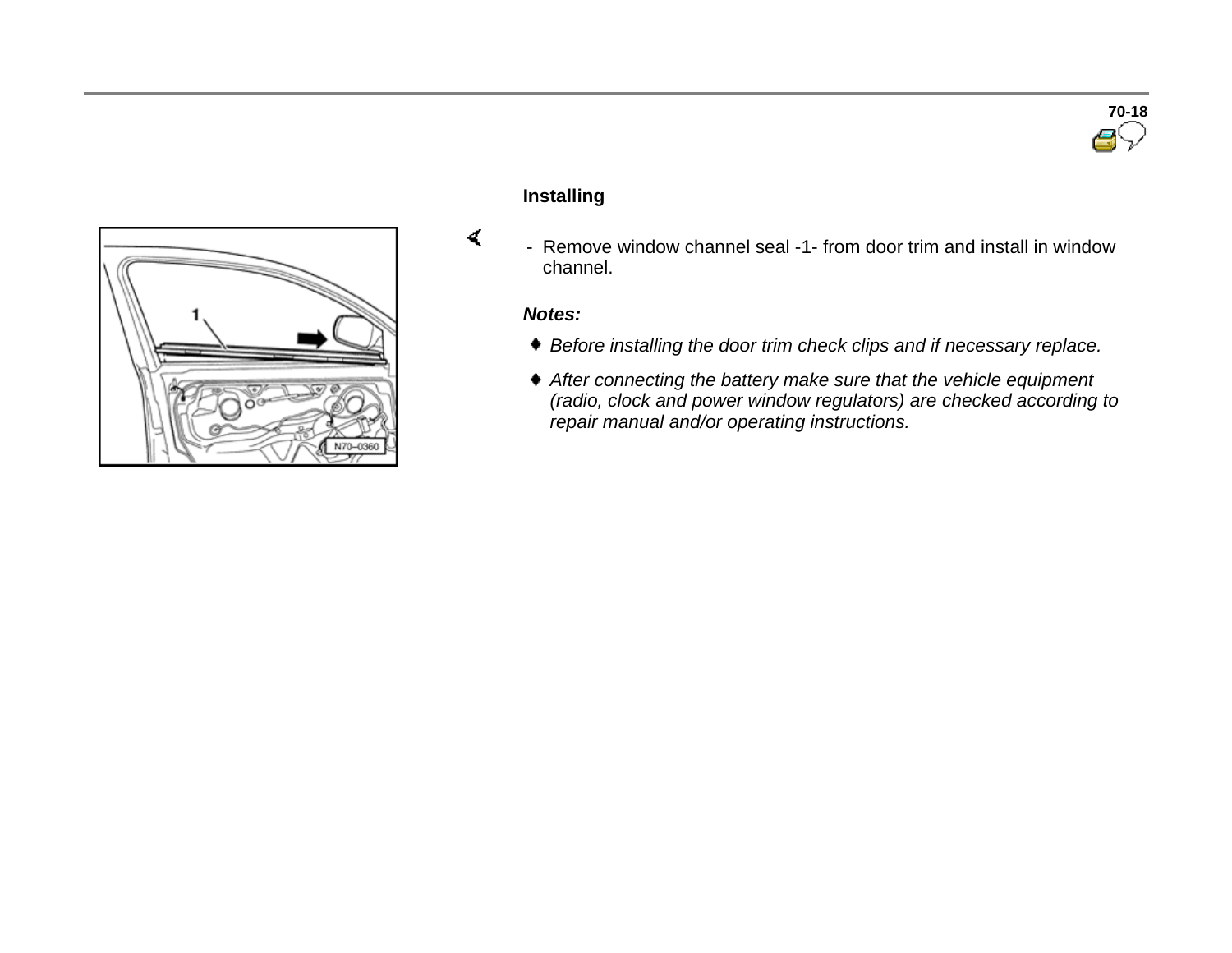## Installing

- Remove window channel seal -1- from door trim and install in window channel.

***Notes:***

- *Before installing the door trim check clips and if necessary replace.*
- *After connecting the battery make sure that the vehicle equipment (radio, clock and power window regulators) are checked according to repair manual and/or operating instructions.*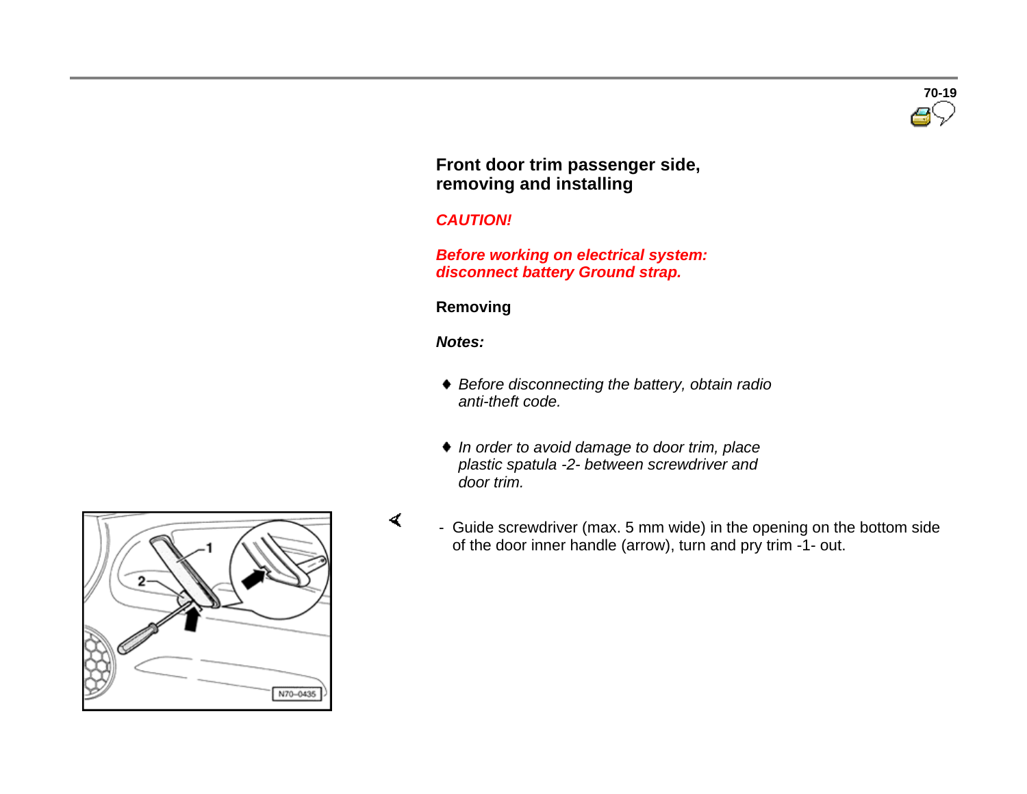## Front door trim passenger side, removing and installing

***CAUTION!***

***Before working on electrical system: disconnect battery Ground strap.***

**Removing**

***Notes:***

- *Before disconnecting the battery, obtain radio anti-theft code.*
- *In order to avoid damage to door trim, place plastic spatula -2- between screwdriver and door trim.*

- Guide screwdriver (max. 5 mm wide) in the opening on the bottom side of the door inner handle (arrow), turn and pry trim -1- out.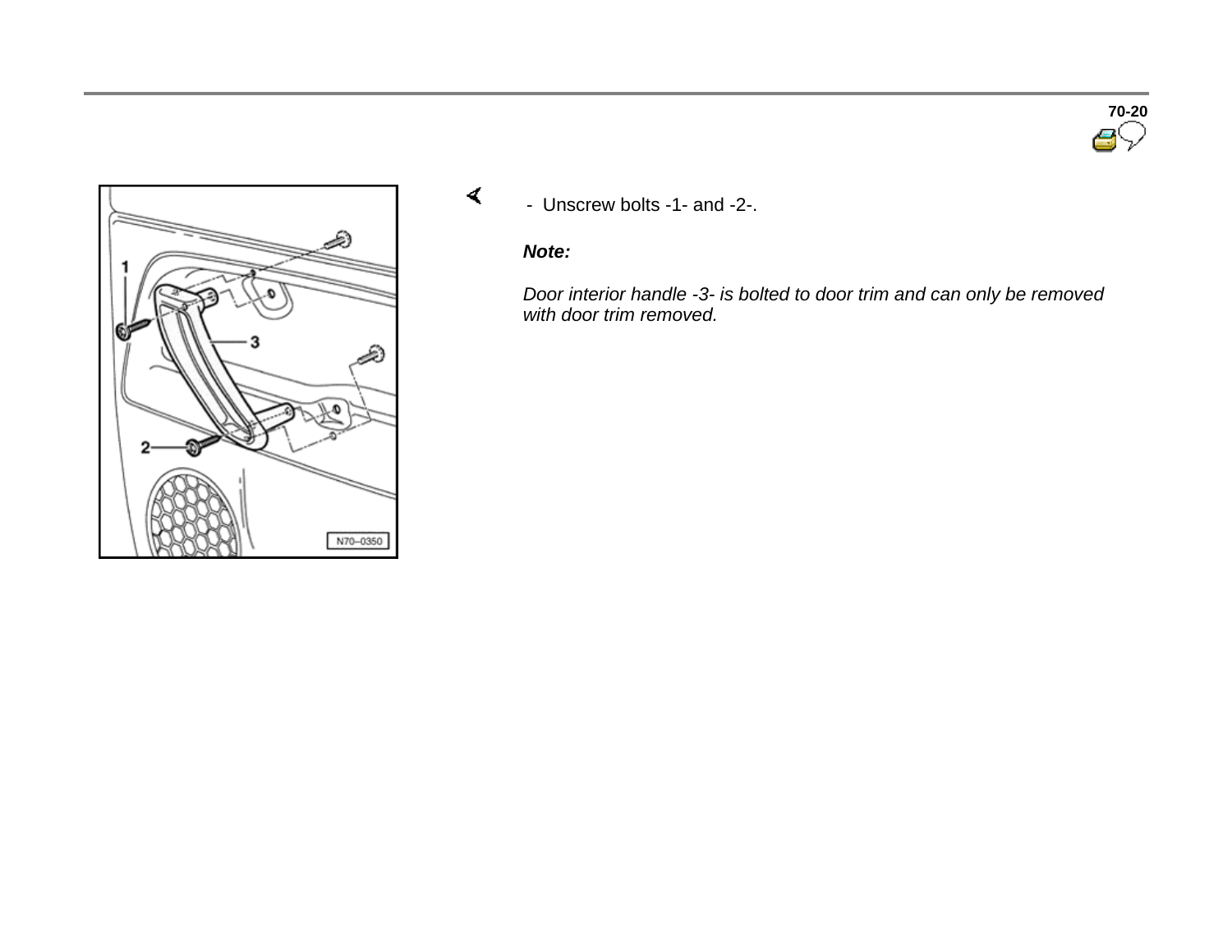- Unscrew bolts -1- and -2-.

***Note:***

*Door interior handle -3- is bolted to door trim and can only be removed with door trim removed.*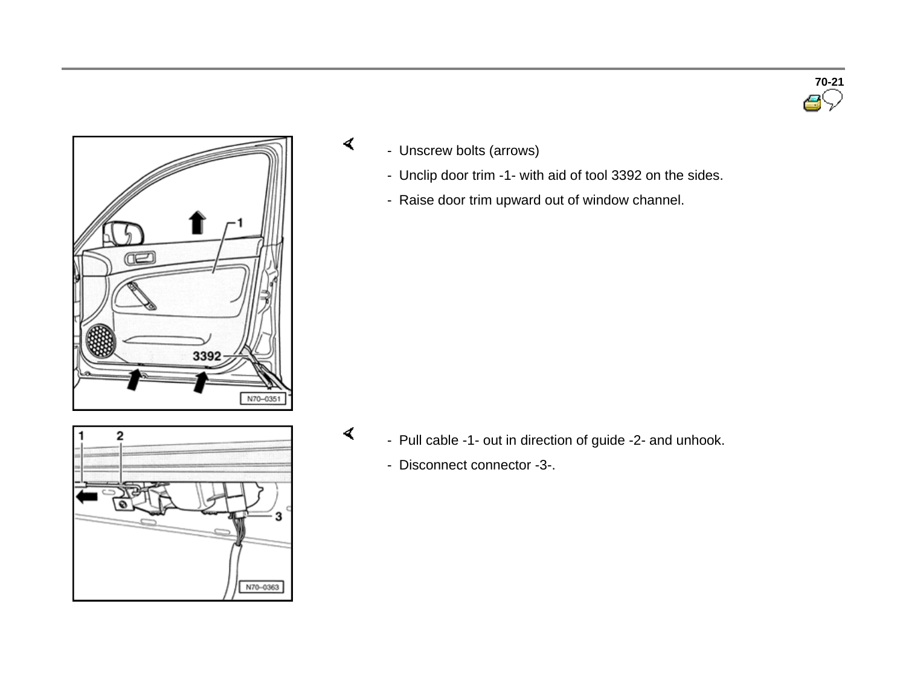- Unscrew bolts (arrows)
- Unclip door trim -1- with aid of tool 3392 on the sides.
- Raise door trim upward out of window channel.

- Pull cable -1- out in direction of guide -2- and unhook.
- Disconnect connector -3-.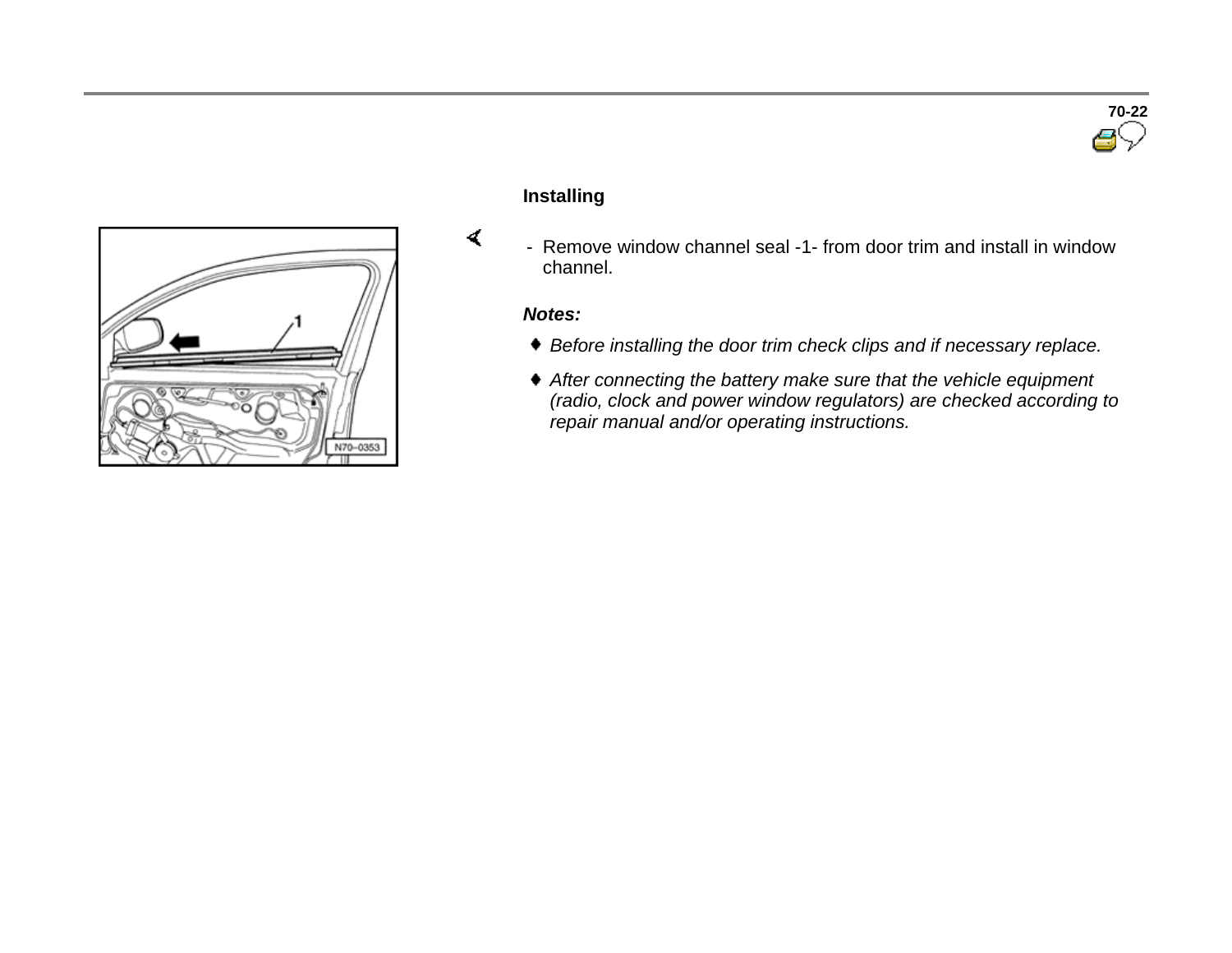## Installing

- Remove window channel seal -1- from door trim and install in window channel.

***Notes:***

- *Before installing the door trim check clips and if necessary replace.*
- *After connecting the battery make sure that the vehicle equipment (radio, clock and power window regulators) are checked according to repair manual and/or operating instructions.*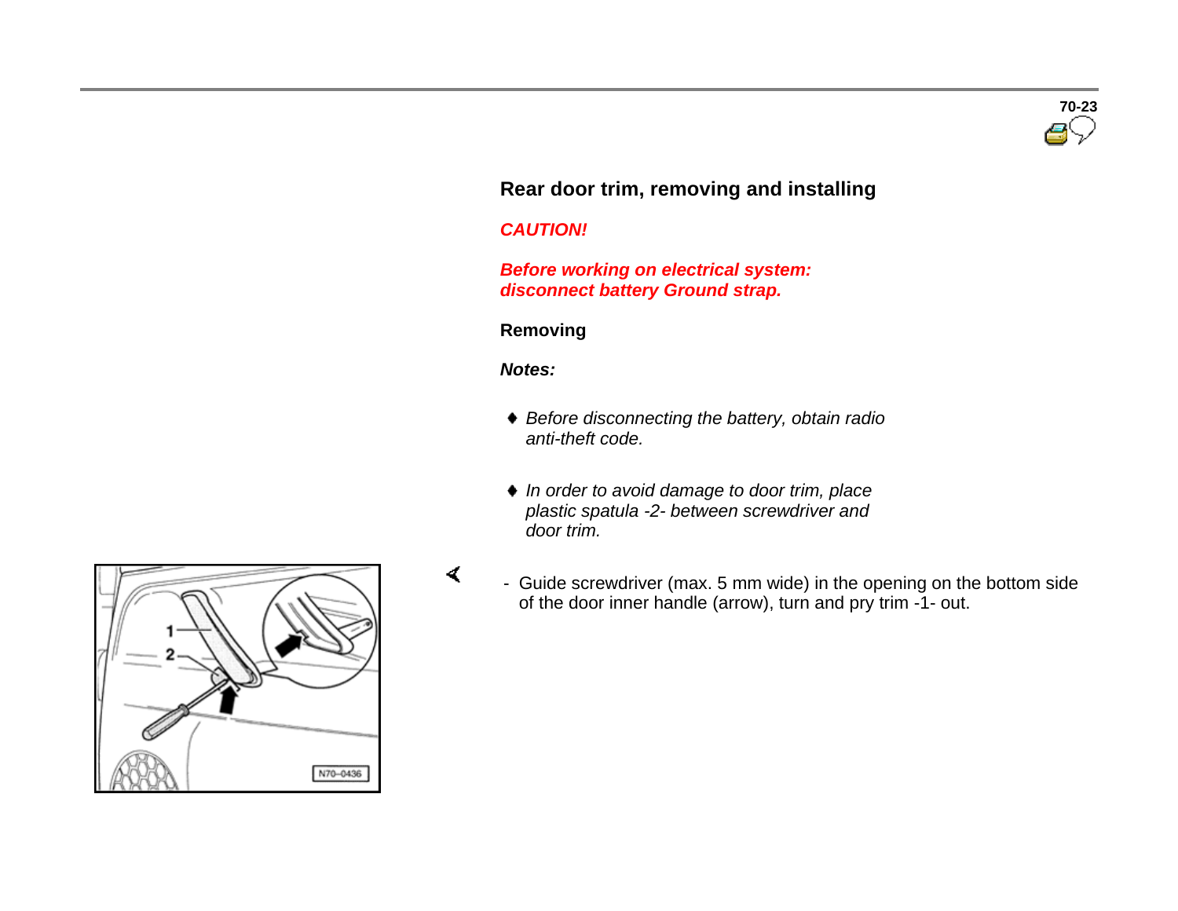## Rear door trim, removing and installing

***CAUTION!***

***Before working on electrical system: disconnect battery Ground strap.***

**Removing**

***Notes:***

- *Before disconnecting the battery, obtain radio anti-theft code.*
- *In order to avoid damage to door trim, place plastic spatula -2- between screwdriver and door trim.*

- Guide screwdriver (max. 5 mm wide) in the opening on the bottom side of the door inner handle (arrow), turn and pry trim -1- out.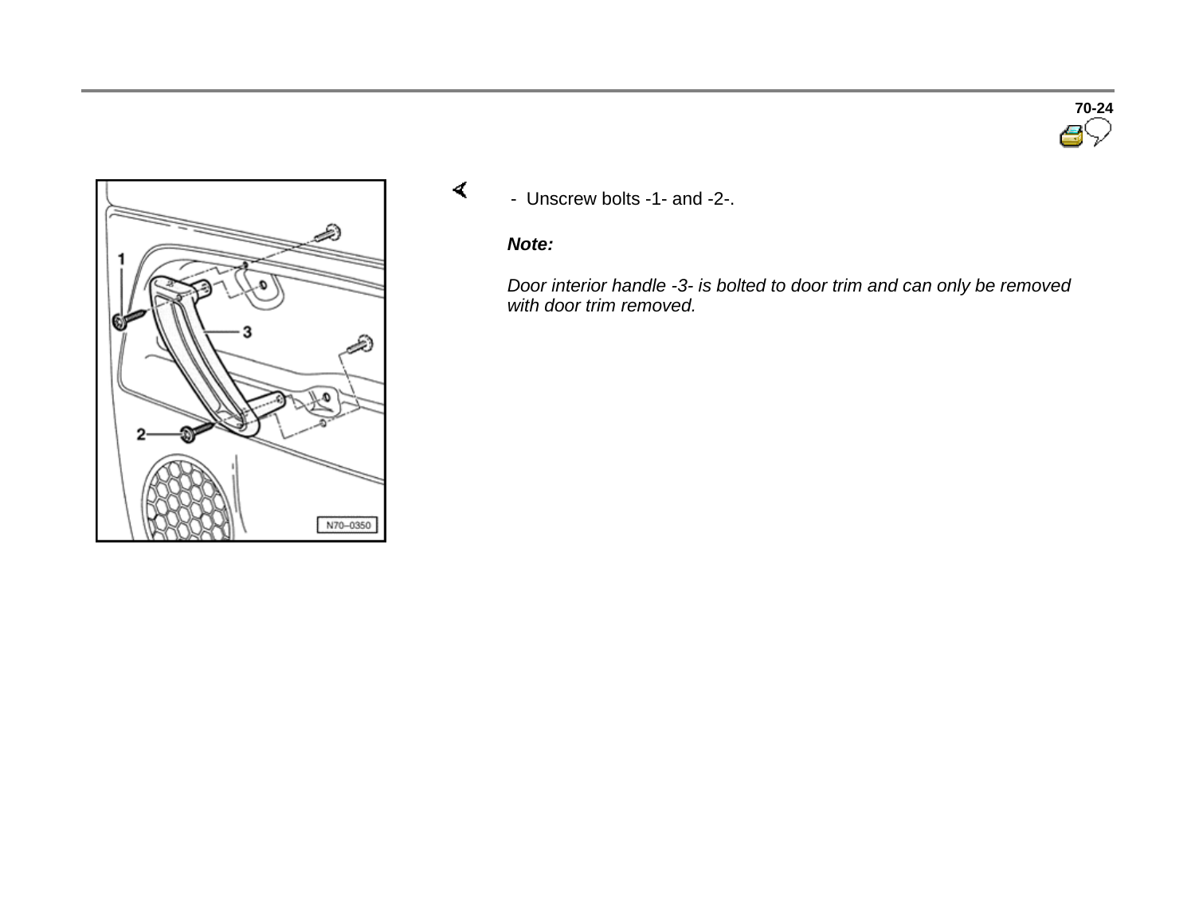- Unscrew bolts -1- and -2-.

***Note:***

*Door interior handle -3- is bolted to door trim and can only be removed with door trim removed.*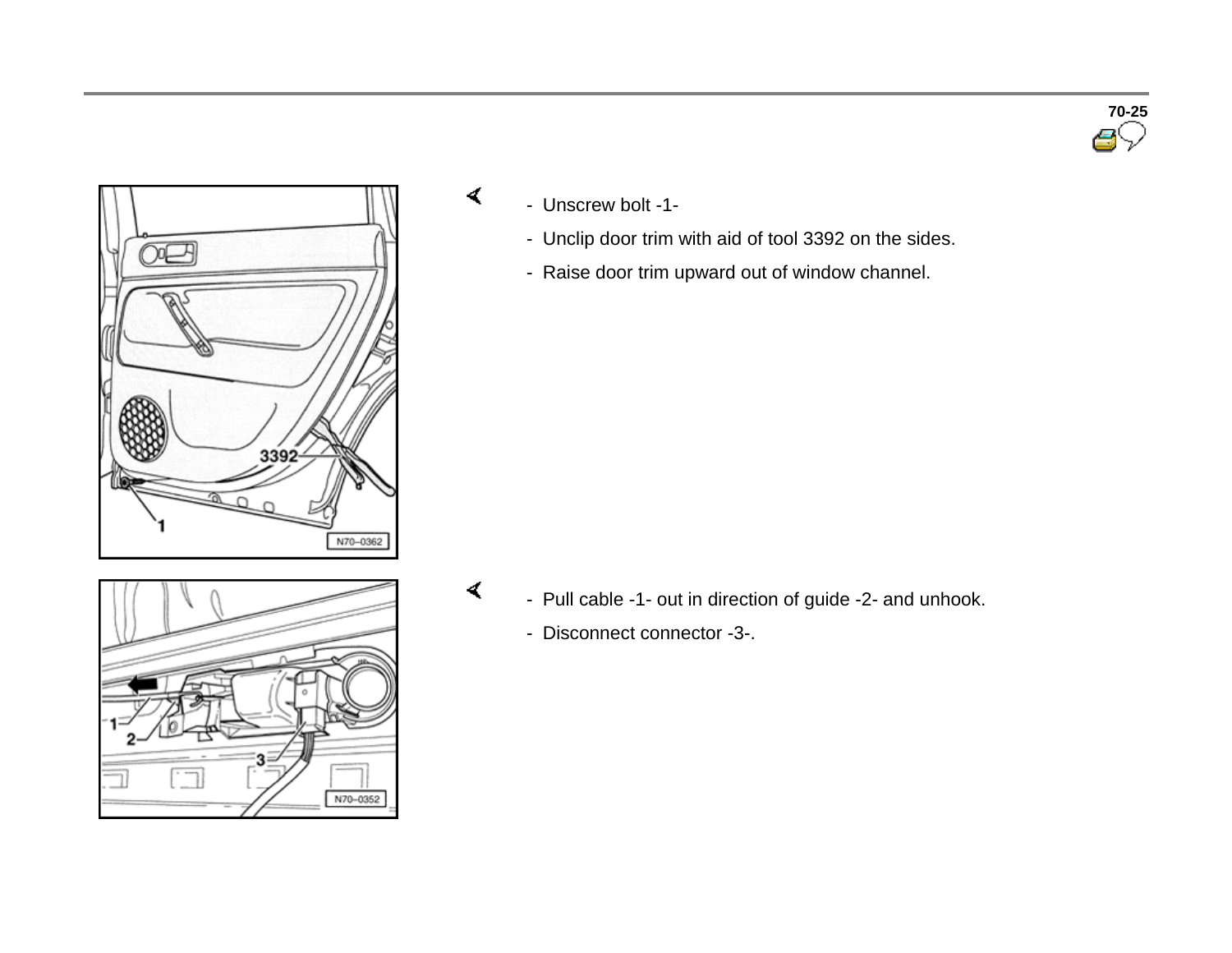- Unscrew bolt -1-
- Unclip door trim with aid of tool 3392 on the sides.
- Raise door trim upward out of window channel.

- Pull cable -1- out in direction of guide -2- and unhook.
- Disconnect connector -3-.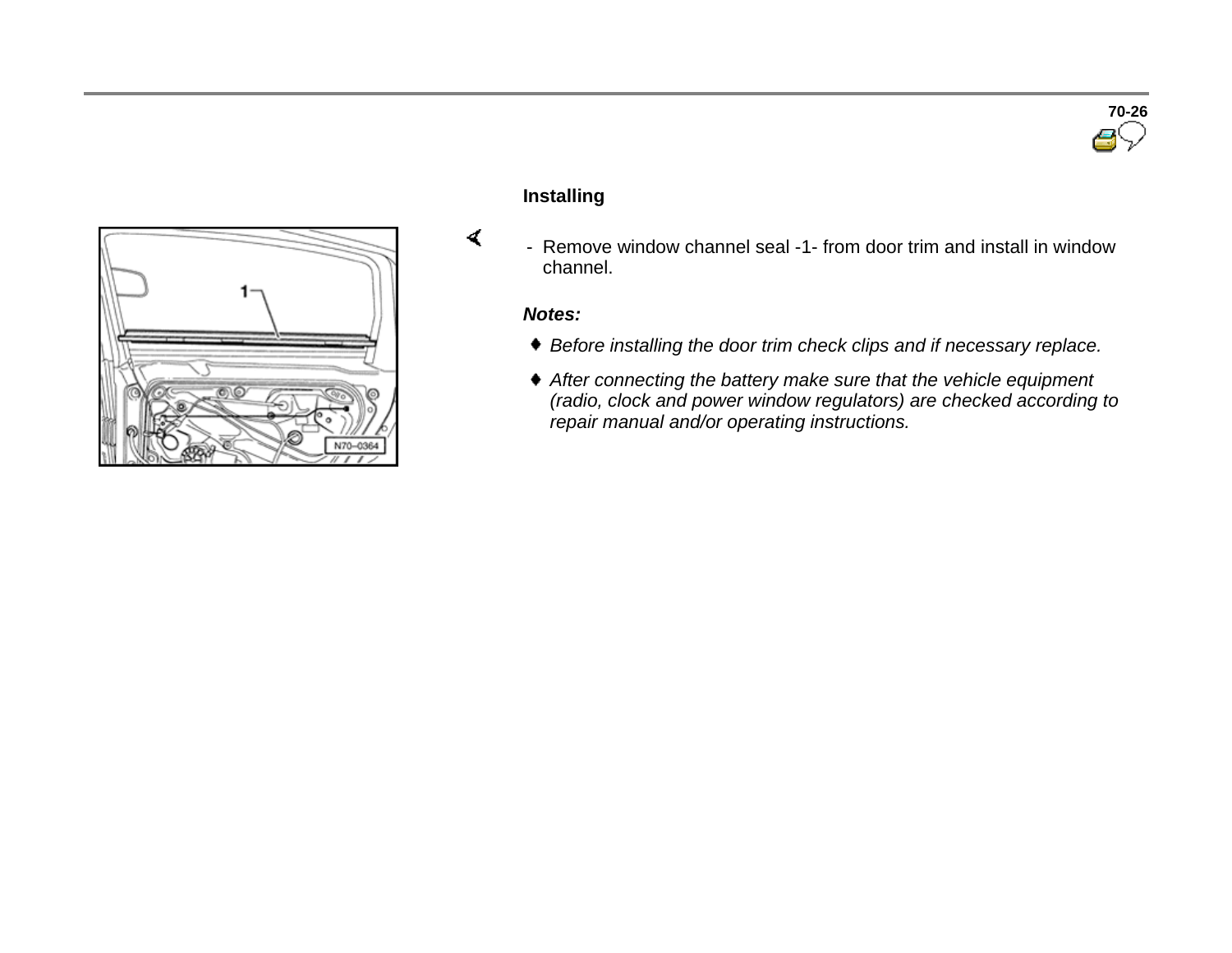**Installing**

- Remove window channel seal -1- from door trim and install in window channel.

***Notes:***

- *Before installing the door trim check clips and if necessary replace.*
- *After connecting the battery make sure that the vehicle equipment (radio, clock and power window regulators) are checked according to repair manual and/or operating instructions.*